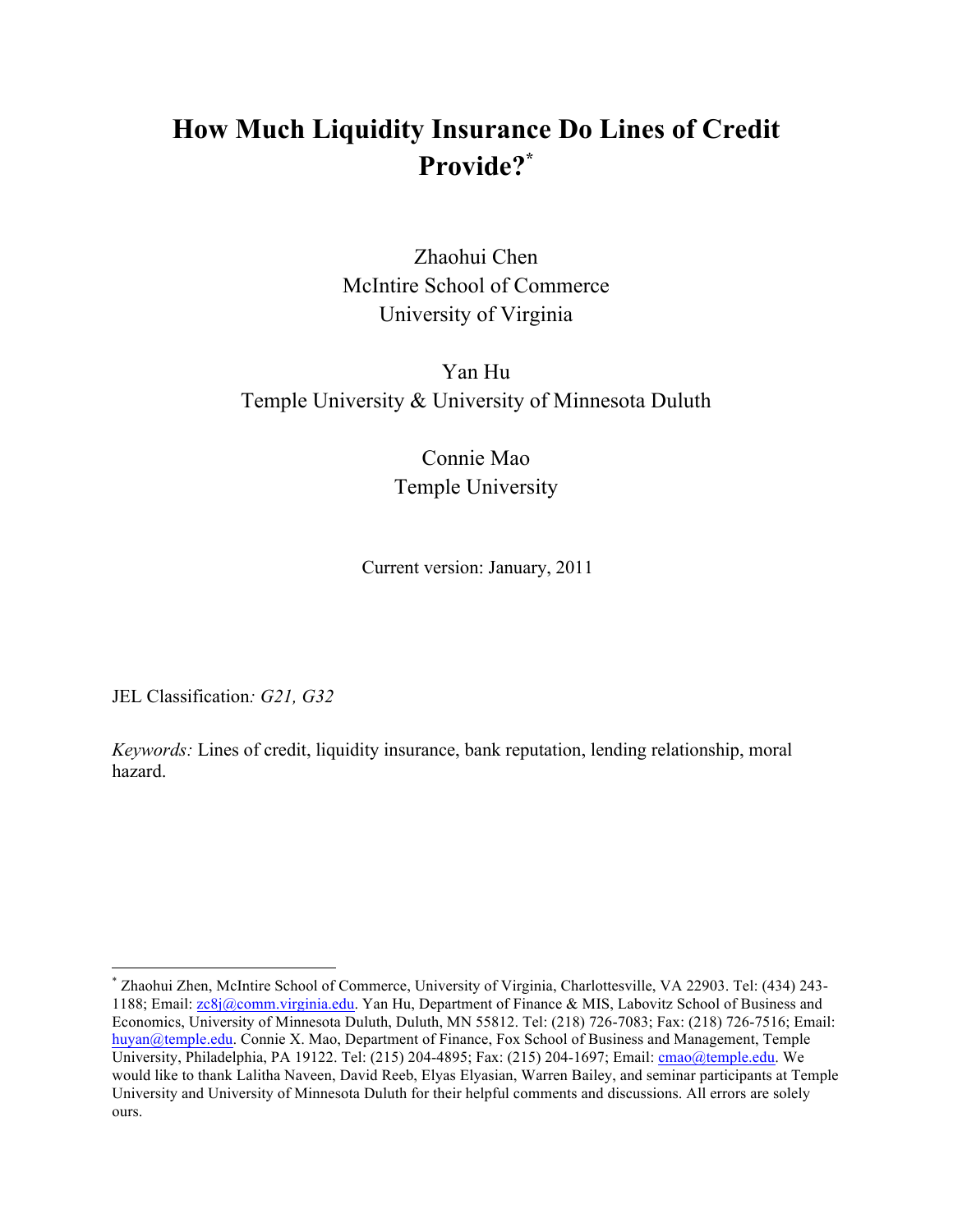# How Much Liquidity Insurance Do Lines of Credit Provide?[*]

Zhaohui Chen
McIntire School of Commerce
University of Virginia

Yan Hu
Temple University & University of Minnesota Duluth

Connie Mao
Temple University

Current version: January, 2011

JEL Classification*: G21, G32*

*Keywords:* Lines of credit, liquidity insurance, bank reputation, lending relationship, moral hazard.

---

[*] Zhaohui Zhen, McIntire School of Commerce, University of Virginia, Charlottesville, VA 22903. Tel: (434) 243-1188; Email: zc8j@comm.virginia.edu. Yan Hu, Department of Finance & MIS, Labovitz School of Business and Economics, University of Minnesota Duluth, Duluth, MN 55812. Tel: (218) 726-7083; Fax: (218) 726-7516; Email: huyan@temple.edu. Connie X. Mao, Department of Finance, Fox School of Business and Management, Temple University, Philadelphia, PA 19122. Tel: (215) 204-4895; Fax: (215) 204-1697; Email: cmao@temple.edu. We would like to thank Lalitha Naveen, David Reeb, Elyas Elyasian, Warren Bailey, and seminar participants at Temple University and University of Minnesota Duluth for their helpful comments and discussions. All errors are solely ours.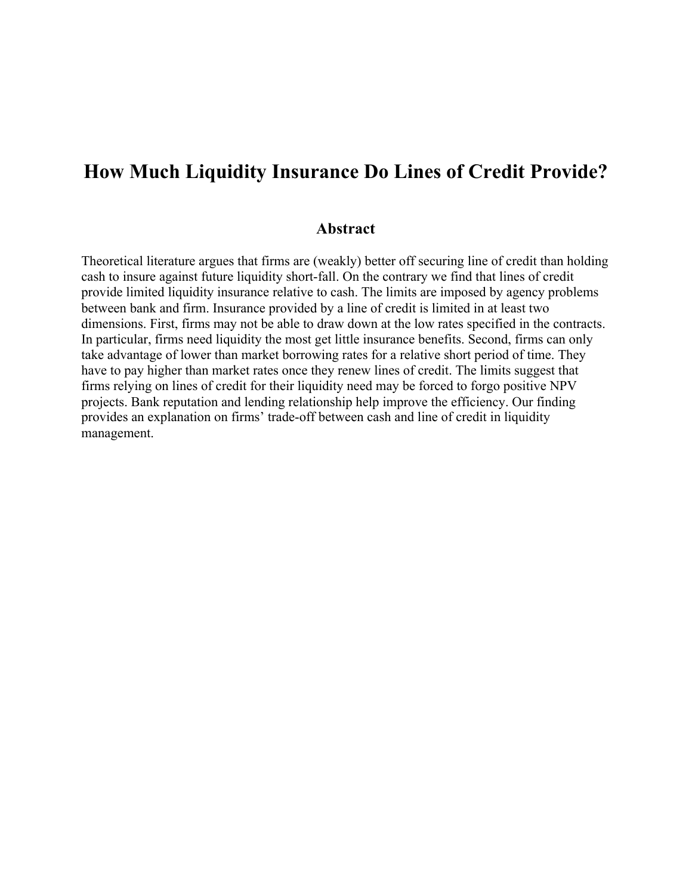# How Much Liquidity Insurance Do Lines of Credit Provide?

## Abstract

Theoretical literature argues that firms are (weakly) better off securing line of credit than holding cash to insure against future liquidity short-fall. On the contrary we find that lines of credit provide limited liquidity insurance relative to cash. The limits are imposed by agency problems between bank and firm. Insurance provided by a line of credit is limited in at least two dimensions. First, firms may not be able to draw down at the low rates specified in the contracts. In particular, firms need liquidity the most get little insurance benefits. Second, firms can only take advantage of lower than market borrowing rates for a relative short period of time. They have to pay higher than market rates once they renew lines of credit. The limits suggest that firms relying on lines of credit for their liquidity need may be forced to forgo positive NPV projects. Bank reputation and lending relationship help improve the efficiency. Our finding provides an explanation on firms' trade-off between cash and line of credit in liquidity management.